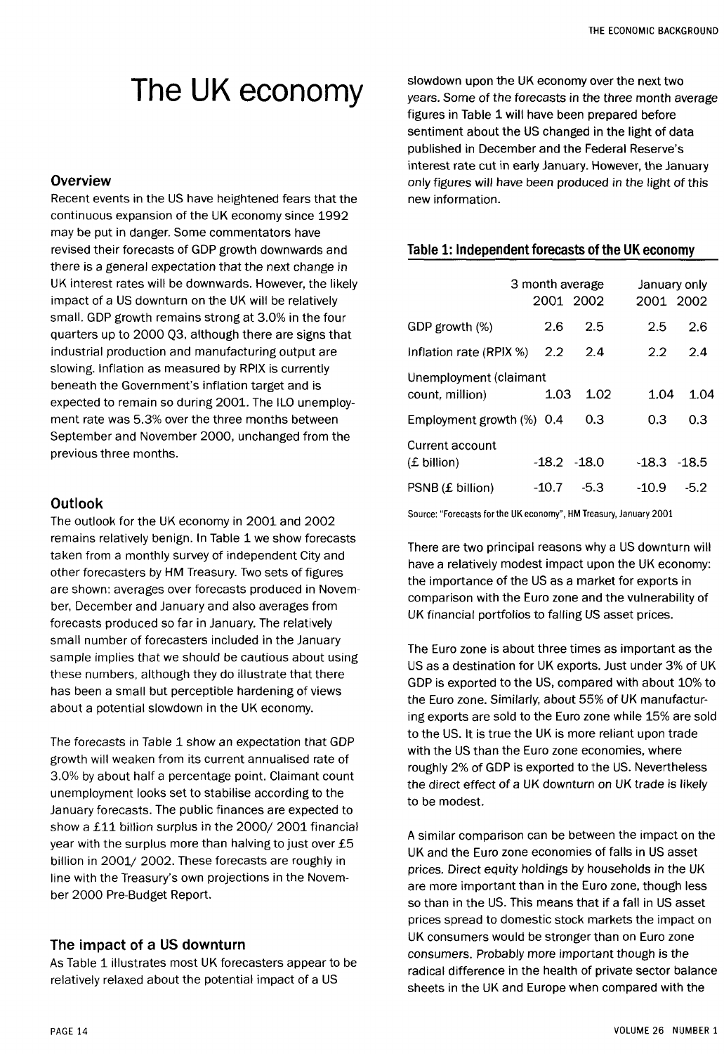# The UK economy

### Overview

Recent events in the US have heightened fears that the continuous expansion of the UK economy since 1992 may be put in danger. Some commentators have revised their forecasts of GDP growth downwards and there is a general expectation that the next change in UK interest rates will be downwards. However, the likely impact of a US downturn on the UK will be relatively small. GDP growth remains strong at 3.0% in the four quarters up to 2000 Q3, although there are signs that industrial production and manufacturing output are slowing. Inflation as measured by RPIX is currently beneath the Government's inflation target and is expected to remain so during 2001. The ILO unemployment rate was 5.3% over the three months between September and November 2000, unchanged from the previous three months.

### Outlook

The outlook for the UK economy in 2001 and 2002 remains relatively benign. In Table 1 we show forecasts taken from a monthly survey of independent City and other forecasters by HM Treasury. Two sets of figures are shown: averages over forecasts produced in November, December and January and also averages from forecasts produced so far in January. The relatively small number of forecasters included in the January sample implies that we should be cautious about using these numbers, although they do illustrate that there has been a small but perceptible hardening of views about a potential slowdown in the UK economy.

The forecasts in Table 1 show an expectation that GDP growth will weaken from its current annualised rate of 3.0% by about half a percentage point. Claimant count unemployment looks set to stabilise according to the January forecasts. The public finances are expected to show a £11 billion surplus in the 2000/ 2001 financial year with the surplus more than halving to just over £5 billion in 2001/ 2002. These forecasts are roughly in line with the Treasury's own projections in the November 2000 Pre-Budget Report.

### The impact of a US downturn

As Table 1 illustrates most UK forecasters appear to be relatively relaxed about the potential impact of a US slowdown upon the UK economy over the next two years. Some of the forecasts in the three month average figures in Table 1 will have been prepared before sentiment about the US changed in the light of data published in December and the Federal Reserve's interest rate cut in early January. However, the January only figures will have been produced in the light of this new information.

**Table 1: Independent forecasts of the UK economy**

| | 3 month average | | January only | |
|---|---|---|---|---|
| | 2001 | 2002 | 2001 | 2002 |
| GDP growth (%) | 2.6 | 2.5 | 2.5 | 2.6 |
| Inflation rate (RPIX %) | 2.2 | 2.4 | 2.2 | 2.4 |
| Unemployment (claimant count, million) | 1.03 | 1.02 | 1.04 | 1.04 |
| Employment growth (%) | 0.4 | 0.3 | 0.3 | 0.3 |
| Current account (£ billion) | -18.2 | -18.0 | -18.3 | -18.5 |
| PSNB (£ billion) | -10.7 | -5.3 | -10.9 | -5.2 |

Source: "Forecasts for the UK economy", HM Treasury, January 2001

There are two principal reasons why a US downturn will have a relatively modest impact upon the UK economy: the importance of the US as a market for exports in comparison with the Euro zone and the vulnerability of UK financial portfolios to falling US asset prices.

The Euro zone is about three times as important as the US as a destination for UK exports. Just under 3% of UK GDP is exported to the US, compared with about 10% to the Euro zone. Similarly, about 55% of UK manufacturing exports are sold to the Euro zone while 15% are sold to the US. It is true the UK is more reliant upon trade with the US than the Euro zone economies, where roughly 2% of GDP is exported to the US. Nevertheless the direct effect of a UK downturn on UK trade is likely to be modest.

A similar comparison can be between the impact on the UK and the Euro zone economies of falls in US asset prices. Direct equity holdings by households in the UK are more important than in the Euro zone, though less so than in the US. This means that if a fall in US asset prices spread to domestic stock markets the impact on UK consumers would be stronger than on Euro zone consumers. Probably more important though is the radical difference in the health of private sector balance sheets in the UK and Europe when compared with the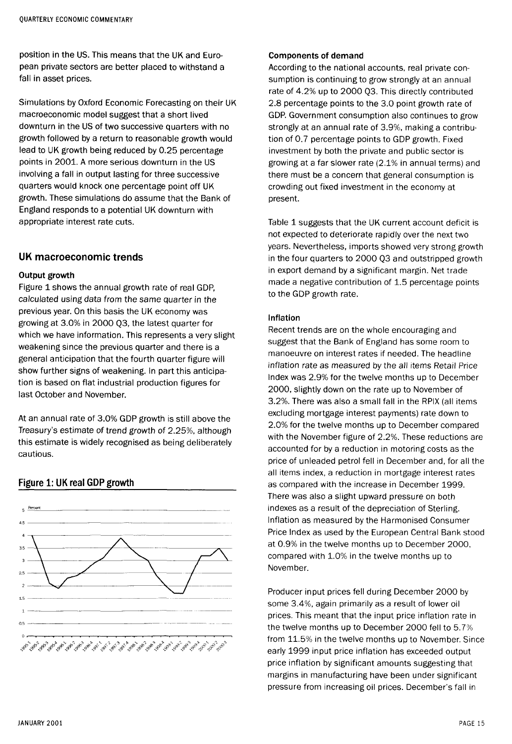position in the US. This means that the UK and European private sectors are better placed to withstand a fall in asset prices.

Simulations by Oxford Economic Forecasting on their UK macroeconomic model suggest that a short lived downturn in the US of two successive quarters with no growth followed by a return to reasonable growth would lead to UK growth being reduced by 0.25 percentage points in 2001. A more serious downturn in the US involving a fall in output lasting for three successive quarters would knock one percentage point off UK growth. These simulations do assume that the Bank of England responds to a potential UK downturn with appropriate interest rate cuts.

## UK macroeconomic trends

### Output growth

Figure 1 shows the annual growth rate of real GDP, *calculated using data from the same quarter in the previous year*. On this basis the UK economy was growing at 3.0% in 2000 Q3, the latest quarter for which we have information. This represents a very slight weakening since the previous quarter and there is a general anticipation that the fourth quarter figure will show further signs of weakening. In part this anticipation is based on flat industrial production figures for last October and November.

At an annual rate of 3.0% GDP growth is still above the Treasury's estimate of trend growth of 2.25%, although this estimate is widely recognised as being deliberately cautious.

**Figure 1: UK real GDP growth**

### Components of demand

According to the national accounts, real private consumption is continuing to grow strongly at an annual rate of 4.2% up to 2000 Q3. This directly contributed 2.8 percentage points to the 3.0 point growth rate of GDP. Government consumption also continues to grow strongly at an annual rate of 3.9%, making a contribution of 0.7 percentage points to GDP growth. Fixed investment by both the private and public sector is growing at a far slower rate (2.1% in annual terms) and there must be a concern that general consumption is crowding out fixed investment in the economy at present.

Table 1 suggests that the UK current account deficit is not expected to deteriorate rapidly over the next two years. Nevertheless, imports showed very strong growth in the four quarters to 2000 Q3 and outstripped growth in export demand by a significant margin. Net trade made a negative contribution of 1.5 percentage points to the GDP growth rate.

### Inflation

Recent trends are on the whole encouraging and suggest that the Bank of England has some room to manoeuvre on interest rates if needed. The headline *inflation rate as measured by the all items Retail Price* Index was 2.9% for the twelve months up to December 2000, slightly down on the rate up to November of 3.2%. There was also a small fall in the RPIX (all items excluding mortgage interest payments) rate down to 2.0% for the twelve months up to December compared with the November figure of 2.2%. These reductions are accounted for by a reduction in motoring costs as the price of unleaded petrol fell in December and, for all the all items index, a reduction in mortgage interest rates as compared with the increase in December 1999. There was also a slight upward pressure on both indexes as a result of the depreciation of Sterling. Inflation as measured by the Harmonised Consumer Price Index as used by the European Central Bank stood at 0.9% in the twelve months up to December 2000, compared with 1.0% in the twelve months up to November.

Producer input prices fell during December 2000 by some 3.4%, again primarily as a result of lower oil prices. This meant that the input price inflation rate in the twelve months up to December 2000 fell to 5.7% from 11.5% in the twelve months up to November. Since early 1999 input price inflation has exceeded output price inflation by significant amounts suggesting that margins in manufacturing have been under significant pressure from increasing oil prices. December's fall in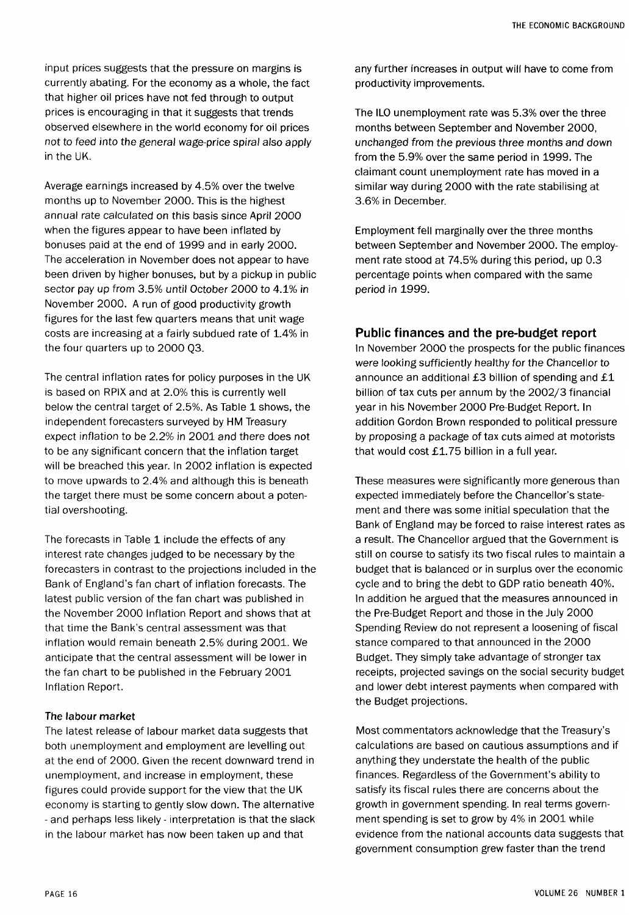input prices suggests that the pressure on margins is currently abating. For the economy as a whole, the fact that higher oil prices have not fed through to output prices is encouraging in that it suggests that trends observed elsewhere in the world economy for oil prices not to feed into the general wage-price spiral also apply in the UK.

Average earnings increased by 4.5% over the twelve months up to November 2000. This is the highest annual rate calculated on this basis since April 2000 when the figures appear to have been inflated by bonuses paid at the end of 1999 and in early 2000. The acceleration in November does not appear to have been driven by higher bonuses, but by a pickup in public sector pay up from 3.5% until October 2000 to 4.1% in November 2000. A run of good productivity growth figures for the last few quarters means that unit wage costs are increasing at a fairly subdued rate of 1.4% in the four quarters up to 2000 Q3.

The central inflation rates for policy purposes in the UK is based on RPIX and at 2.0% this is currently well below the central target of 2.5%. As Table 1 shows, the independent forecasters surveyed by HM Treasury expect inflation to be 2.2% in 2001 and there does not to be any significant concern that the inflation target will be breached this year. In 2002 inflation is expected to move upwards to 2.4% and although this is beneath the target there must be some concern about a potential overshooting.

The forecasts in Table 1 include the effects of any interest rate changes judged to be necessary by the forecasters in contrast to the projections included in the Bank of England's fan chart of inflation forecasts. The latest public version of the fan chart was published in the November 2000 Inflation Report and shows that at that time the Bank's central assessment was that inflation would remain beneath 2.5% during 2001. We anticipate that the central assessment will be lower in the fan chart to be published in the February 2001 Inflation Report.

### The labour market

The latest release of labour market data suggests that both unemployment and employment are levelling out at the end of 2000. Given the recent downward trend in unemployment, and increase in employment, these figures could provide support for the view that the UK economy is starting to gently slow down. The alternative - and perhaps less likely - interpretation is that the slack in the labour market has now been taken up and that any further increases in output will have to come from productivity improvements.

The ILO unemployment rate was 5.3% over the three months between September and November 2000, unchanged from the previous three months and down from the 5.9% over the same period in 1999. The claimant count unemployment rate has moved in a similar way during 2000 with the rate stabilising at 3.6% in December.

Employment fell marginally over the three months between September and November 2000. The employment rate stood at 74.5% during this period, up 0.3 percentage points when compared with the same period in 1999.

## Public finances and the pre-budget report

In November 2000 the prospects for the public finances were looking sufficiently healthy for the Chancellor to announce an additional £3 billion of spending and £1 billion of tax cuts per annum by the 2002/3 financial year in his November 2000 Pre-Budget Report. In addition Gordon Brown responded to political pressure by proposing a package of tax cuts aimed at motorists that would cost £1.75 billion in a full year.

These measures were significantly more generous than expected immediately before the Chancellor's statement and there was some initial speculation that the Bank of England may be forced to raise interest rates as a result. The Chancellor argued that the Government is still on course to satisfy its two fiscal rules to maintain a budget that is balanced or in surplus over the economic cycle and to bring the debt to GDP ratio beneath 40%. In addition he argued that the measures announced in the Pre-Budget Report and those in the July 2000 Spending Review do not represent a loosening of fiscal stance compared to that announced in the 2000 Budget. They simply take advantage of stronger tax receipts, projected savings on the social security budget and lower debt interest payments when compared with the Budget projections.

Most commentators acknowledge that the Treasury's calculations are based on cautious assumptions and if anything they understate the health of the public finances. Regardless of the Government's ability to satisfy its fiscal rules there are concerns about the growth in government spending. In real terms government spending is set to grow by 4% in 2001 while evidence from the national accounts data suggests that government consumption grew faster than the trend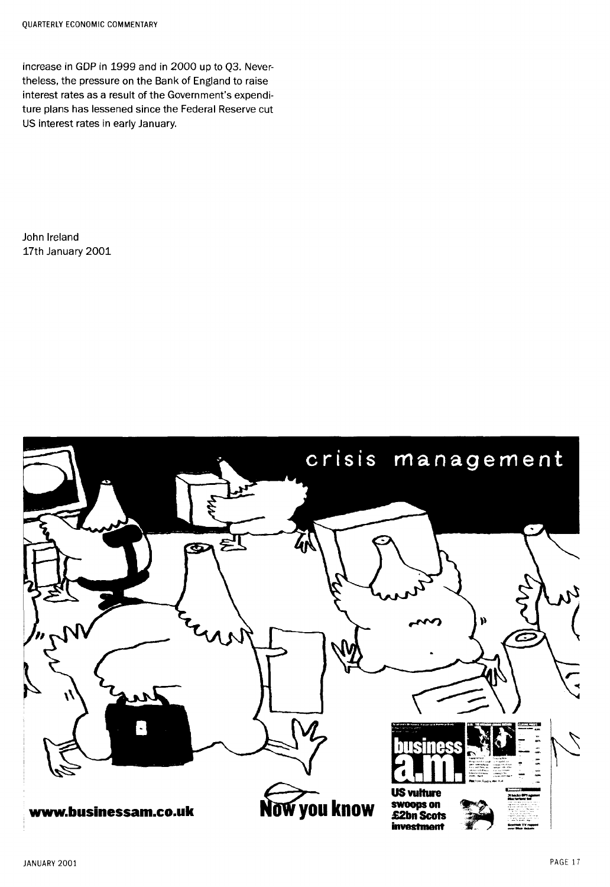increase in GDP in 1999 and in 2000 up to Q3. Nevertheless, the pressure on the Bank of England to raise interest rates as a result of the Government's expenditure plans has lessened since the Federal Reserve cut US interest rates in early January.

John Ireland
17th January 2001

crisis management

www.businessam.co.uk

Now you know